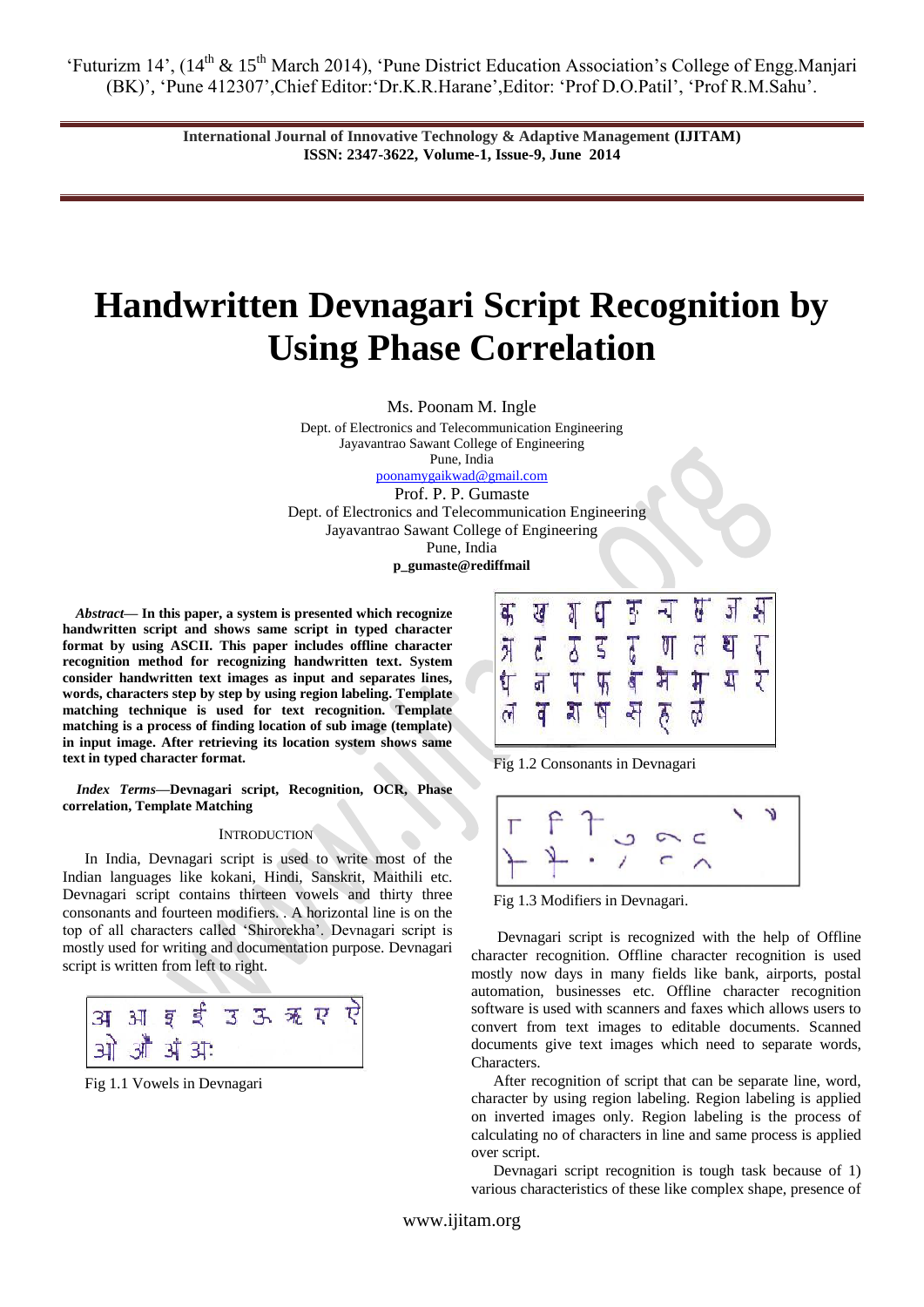'Futurizm 14', (14th & 15th March 2014), 'Pune District Education Association's College of Engg.Manjari (BK)', 'Pune 412307',Chief Editor:'Dr.K.R.Harane',Editor: 'Prof D.O.Patil', 'Prof R.M.Sahu'.

**International Journal of Innovative Technology & Adaptive Management (IJITAM)**
**ISSN: 2347-3622, Volume-1, Issue-9, June 2014**

# Handwritten Devnagari Script Recognition by Using Phase Correlation

Ms. Poonam M. Ingle
Dept. of Electronics and Telecommunication Engineering
Jayavantrao Sawant College of Engineering
Pune, India
poonamygaikwad@gmail.com

Prof. P. P. Gumaste
Dept. of Electronics and Telecommunication Engineering
Jayavantrao Sawant College of Engineering
Pune, India
**p_gumaste@rediffmail**

***Abstract*— In this paper, a system is presented which recognize handwritten script and shows same script in typed character format by using ASCII. This paper includes offline character recognition method for recognizing handwritten text. System consider handwritten text images as input and separates lines, words, characters step by step by using region labeling. Template matching technique is used for text recognition. Template matching is a process of finding location of sub image (template) in input image. After retrieving its location system shows same text in typed character format.**

***Index Terms*—Devnagari script, Recognition, OCR, Phase correlation, Template Matching**

## INTRODUCTION

In India, Devnagari script is used to write most of the Indian languages like kokani, Hindi, Sanskrit, Maithili etc. Devnagari script contains thirteen vowels and thirty three consonants and fourteen modifiers. . A horizontal line is on the top of all characters called 'Shirorekha'. Devnagari script is mostly used for writing and documentation purpose. Devnagari script is written from left to right.

अ आ इ ई उ ऊ ऋ ए ऐ
ओ औ अं अः

Fig 1.1 Vowels in Devnagari

क ख ग घ ङ च छ ज झ
ञ ट ठ ड ढ ण त थ द
ध न प फ ब भ म य र
ल व श ष स ह ळ

Fig 1.2 Consonants in Devnagari

Fig 1.3 Modifiers in Devnagari.

Devnagari script is recognized with the help of Offline character recognition. Offline character recognition is used mostly now days in many fields like bank, airports, postal automation, businesses etc. Offline character recognition software is used with scanners and faxes which allows users to convert from text images to editable documents. Scanned documents give text images which need to separate words, Characters.

After recognition of script that can be separate line, word, character by using region labeling. Region labeling is applied on inverted images only. Region labeling is the process of calculating no of characters in line and same process is applied over script.

Devnagari script recognition is tough task because of 1) various characteristics of these like complex shape, presence of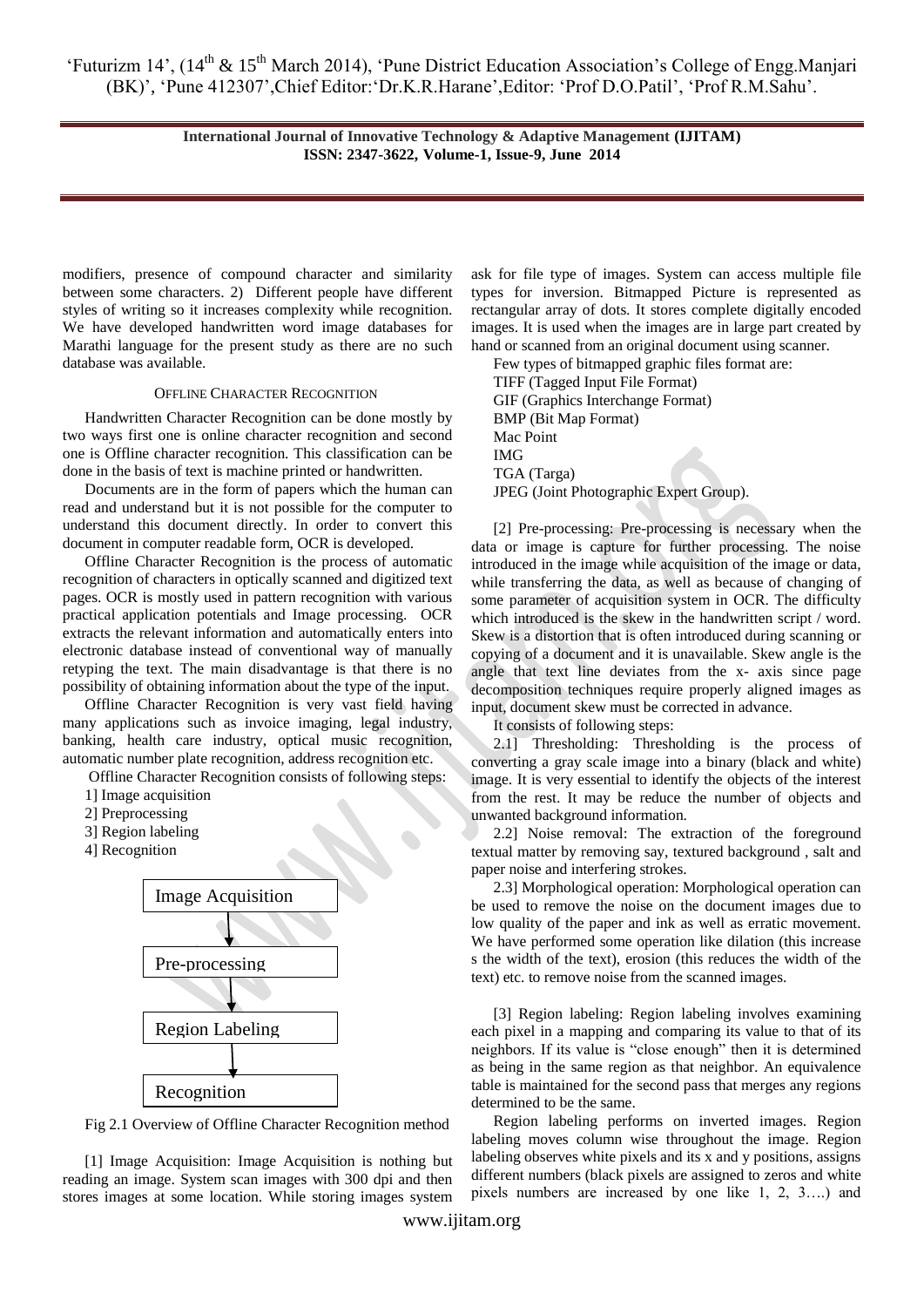modifiers, presence of compound character and similarity between some characters. 2) Different people have different styles of writing so it increases complexity while recognition. We have developed handwritten word image databases for Marathi language for the present study as there are no such database was available.

## OFFLINE CHARACTER RECOGNITION

Handwritten Character Recognition can be done mostly by two ways first one is online character recognition and second one is Offline character recognition. This classification can be done in the basis of text is machine printed or handwritten.

Documents are in the form of papers which the human can read and understand but it is not possible for the computer to understand this document directly. In order to convert this document in computer readable form, OCR is developed.

Offline Character Recognition is the process of automatic recognition of characters in optically scanned and digitized text pages. OCR is mostly used in pattern recognition with various practical application potentials and Image processing. OCR extracts the relevant information and automatically enters into electronic database instead of conventional way of manually retyping the text. The main disadvantage is that there is no possibility of obtaining information about the type of the input.

Offline Character Recognition is very vast field having many applications such as invoice imaging, legal industry, banking, health care industry, optical music recognition, automatic number plate recognition, address recognition etc.

Offline Character Recognition consists of following steps:

1] Image acquisition
2] Preprocessing
3] Region labeling
4] Recognition

Image Acquisition → Pre-processing → Region Labeling → Recognition

Fig 2.1 Overview of Offline Character Recognition method

[1] Image Acquisition: Image Acquisition is nothing but reading an image. System scan images with 300 dpi and then stores images at some location. While storing images system ask for file type of images. System can access multiple file types for inversion. Bitmapped Picture is represented as rectangular array of dots. It stores complete digitally encoded images. It is used when the images are in large part created by hand or scanned from an original document using scanner.

Few types of bitmapped graphic files format are:

TIFF (Tagged Input File Format)
GIF (Graphics Interchange Format)
BMP (Bit Map Format)
Mac Point
IMG
TGA (Targa)
JPEG (Joint Photographic Expert Group).

[2] Pre-processing: Pre-processing is necessary when the data or image is capture for further processing. The noise introduced in the image while acquisition of the image or data, while transferring the data, as well as because of changing of some parameter of acquisition system in OCR. The difficulty which introduced is the skew in the handwritten script / word. Skew is a distortion that is often introduced during scanning or copying of a document and it is unavailable. Skew angle is the angle that text line deviates from the x- axis since page decomposition techniques require properly aligned images as input, document skew must be corrected in advance.

It consists of following steps:

2.1] Thresholding: Thresholding is the process of converting a gray scale image into a binary (black and white) image. It is very essential to identify the objects of the interest from the rest. It may be reduce the number of objects and unwanted background information.

2.2] Noise removal: The extraction of the foreground textual matter by removing say, textured background , salt and paper noise and interfering strokes.

2.3] Morphological operation: Morphological operation can be used to remove the noise on the document images due to low quality of the paper and ink as well as erratic movement. We have performed some operation like dilation (this increase s the width of the text), erosion (this reduces the width of the text) etc. to remove noise from the scanned images.

[3] Region labeling: Region labeling involves examining each pixel in a mapping and comparing its value to that of its neighbors. If its value is "close enough" then it is determined as being in the same region as that neighbor. An equivalence table is maintained for the second pass that merges any regions determined to be the same.

Region labeling performs on inverted images. Region labeling moves column wise throughout the image. Region labeling observes white pixels and its x and y positions, assigns different numbers (black pixels are assigned to zeros and white pixels numbers are increased by one like 1, 2, 3….) and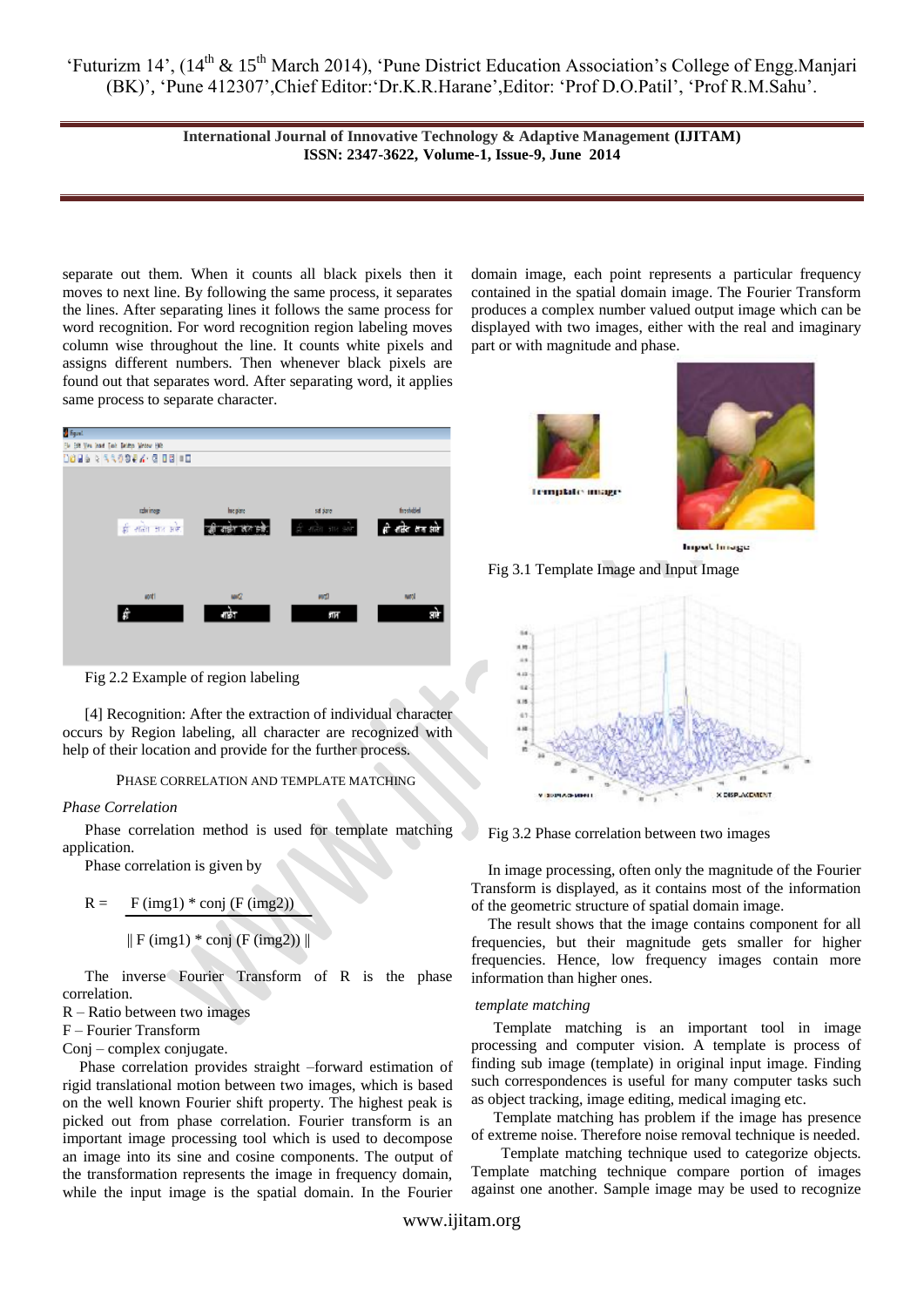separate out them. When it counts all black pixels then it moves to next line. By following the same process, it separates the lines. After separating lines it follows the same process for word recognition. For word recognition region labeling moves column wise throughout the line. It counts white pixels and assigns different numbers. Then whenever black pixels are found out that separates word. After separating word, it applies same process to separate character.

Fig 2.2 Example of region labeling

[4] Recognition: After the extraction of individual character occurs by Region labeling, all character are recognized with help of their location and provide for the further process.

PHASE CORRELATION AND TEMPLATE MATCHING

*Phase Correlation*

Phase correlation method is used for template matching application.

Phase correlation is given by

$$R = \frac{F(img1) * conj(F(img2))}{\| F(img1) * conj(F(img2)) \|}$$

The inverse Fourier Transform of R is the phase correlation.

R – Ratio between two images

F – Fourier Transform

Conj – complex conjugate.

Phase correlation provides straight –forward estimation of rigid translational motion between two images, which is based on the well known Fourier shift property. The highest peak is picked out from phase correlation. Fourier transform is an important image processing tool which is used to decompose an image into its sine and cosine components. The output of the transformation represents the image in frequency domain, while the input image is the spatial domain. In the Fourier domain image, each point represents a particular frequency contained in the spatial domain image. The Fourier Transform produces a complex number valued output image which can be displayed with two images, either with the real and imaginary part or with magnitude and phase.

Fig 3.1 Template Image and Input Image

Fig 3.2 Phase correlation between two images

In image processing, often only the magnitude of the Fourier Transform is displayed, as it contains most of the information of the geometric structure of spatial domain image.

The result shows that the image contains component for all frequencies, but their magnitude gets smaller for higher frequencies. Hence, low frequency images contain more information than higher ones.

*template matching*

Template matching is an important tool in image processing and computer vision. A template is process of finding sub image (template) in original input image. Finding such correspondences is useful for many computer tasks such as object tracking, image editing, medical imaging etc.

Template matching has problem if the image has presence of extreme noise. Therefore noise removal technique is needed.

Template matching technique used to categorize objects. Template matching technique compare portion of images against one another. Sample image may be used to recognize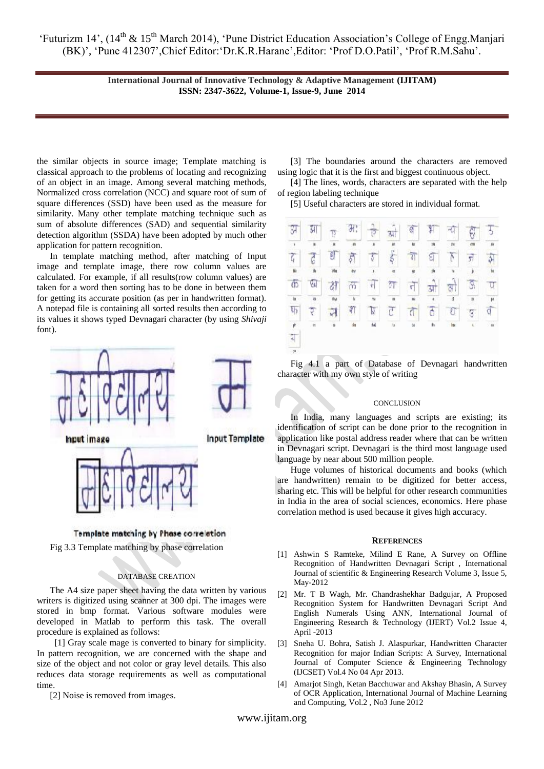the similar objects in source image; Template matching is classical approach to the problems of locating and recognizing of an object in an image. Among several matching methods, Normalized cross correlation (NCC) and square root of sum of square differences (SSD) have been used as the measure for similarity. Many other template matching technique such as sum of absolute differences (SAD) and sequential similarity detection algorithm (SSDA) have been adopted by much other application for pattern recognition.

In template matching method, after matching of Input image and template image, there row column values are calculated. For example, if all results(row column values) are taken for a word then sorting has to be done in between them for getting its accurate position (as per in handwritten format). A notepad file is containing all sorted results then according to its values it shows typed Devnagari character (by using *Shivaji* font).

Fig 3.3 Template matching by phase correlation

## DATABASE CREATION

The A4 size paper sheet having the data written by various writers is digitized using scanner at 300 dpi. The images were stored in bmp format. Various software modules were developed in Matlab to perform this task. The overall procedure is explained as follows:

[1] Gray scale mage is converted to binary for simplicity. In pattern recognition, we are concerned with the shape and size of the object and not color or gray level details. This also reduces data storage requirements as well as computational time.

[2] Noise is removed from images.

[3] The boundaries around the characters are removed using logic that it is the first and biggest continuous object.

[4] The lines, words, characters are separated with the help of region labeling technique

[5] Useful characters are stored in individual format.

Fig 4.1 a part of Database of Devnagari handwritten character with my own style of writing

## CONCLUSION

In India, many languages and scripts are existing; its identification of script can be done prior to the recognition in application like postal address reader where that can be written in Devnagari script. Devnagari is the third most language used language by near about 500 million people.

Huge volumes of historical documents and books (which are handwritten) remain to be digitized for better access, sharing etc. This will be helpful for other research communities in India in the area of social sciences, economics. Here phase correlation method is used because it gives high accuracy.

## REFERENCES

[1] Ashwin S Ramteke, Milind E Rane, A Survey on Offline Recognition of Handwritten Devnagari Script , International Journal of scientific & Engineering Research Volume 3, Issue 5, May-2012

[2] Mr. T B Wagh, Mr. Chandrashekhar Badgujar, A Proposed Recognition System for Handwritten Devnagari Script And English Numerals Using ANN, International Journal of Engineering Research & Technology (IJERT) Vol.2 Issue 4, April -2013

[3] Sneha U. Bohra, Satish J. Alaspurkar, Handwritten Character Recognition for major Indian Scripts: A Survey, International Journal of Computer Science & Engineering Technology (IJCSET) Vol.4 No 04 Apr 2013.

[4] Amarjot Singh, Ketan Bacchuwar and Akshay Bhasin, A Survey of OCR Application, International Journal of Machine Learning and Computing, Vol.2 , No3 June 2012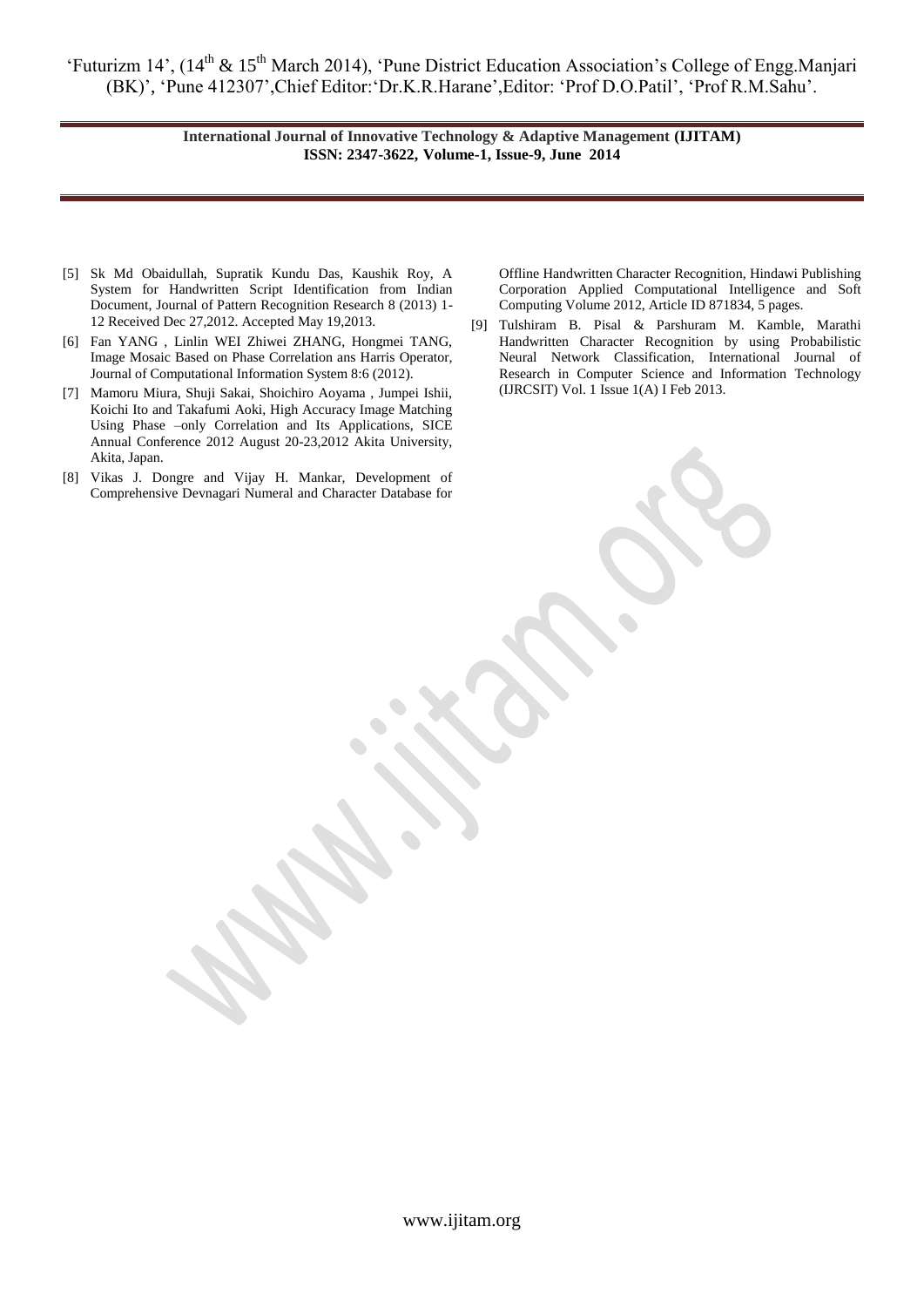[5] Sk Md Obaidullah, Supratik Kundu Das, Kaushik Roy, A System for Handwritten Script Identification from Indian Document, Journal of Pattern Recognition Research 8 (2013) 1-12 Received Dec 27,2012. Accepted May 19,2013.

[6] Fan YANG , Linlin WEI Zhiwei ZHANG, Hongmei TANG, Image Mosaic Based on Phase Correlation ans Harris Operator, Journal of Computational Information System 8:6 (2012).

[7] Mamoru Miura, Shuji Sakai, Shoichiro Aoyama , Jumpei Ishii, Koichi Ito and Takafumi Aoki, High Accuracy Image Matching Using Phase –only Correlation and Its Applications, SICE Annual Conference 2012 August 20-23,2012 Akita University, Akita, Japan.

[8] Vikas J. Dongre and Vijay H. Mankar, Development of Comprehensive Devnagari Numeral and Character Database for Offline Handwritten Character Recognition, Hindawi Publishing Corporation Applied Computational Intelligence and Soft Computing Volume 2012, Article ID 871834, 5 pages.

[9] Tulshiram B. Pisal & Parshuram M. Kamble, Marathi Handwritten Character Recognition by using Probabilistic Neural Network Classification, International Journal of Research in Computer Science and Information Technology (IJRCSIT) Vol. 1 Issue 1(A) I Feb 2013.